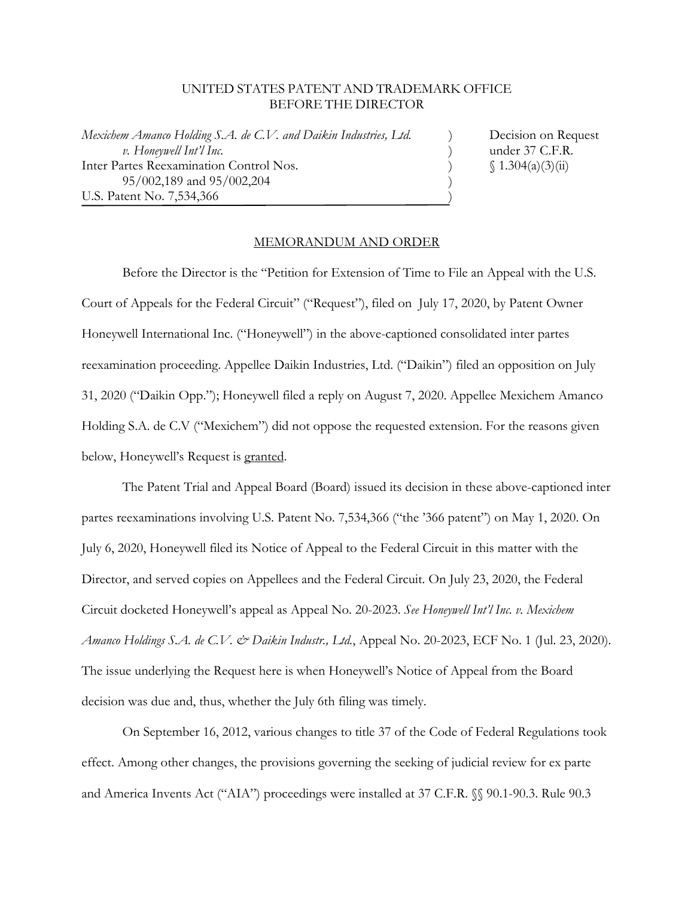UNITED STATES PATENT AND TRADEMARK OFFICE
BEFORE THE DIRECTOR

| | | |
|---|---|---|
| *Mexichem Amanco Holding S.A. de C.V. and Daikin Industries, Ltd. v. Honeywell Int'l Inc.* | ) | Decision on Request |
| Inter Partes Reexamination Control Nos. | ) | under 37 C.F.R. |
| 95/002,189 and 95/002,204 | ) | § 1.304(a)(3)(ii) |
| U.S. Patent No. 7,534,366 | ) | |

## MEMORANDUM AND ORDER

Before the Director is the "Petition for Extension of Time to File an Appeal with the U.S. Court of Appeals for the Federal Circuit" ("Request"), filed on July 17, 2020, by Patent Owner Honeywell International Inc. ("Honeywell") in the above-captioned consolidated inter partes reexamination proceeding. Appellee Daikin Industries, Ltd. ("Daikin") filed an opposition on July 31, 2020 ("Daikin Opp."); Honeywell filed a reply on August 7, 2020. Appellee Mexichem Amanco Holding S.A. de C.V ("Mexichem") did not oppose the requested extension. For the reasons given below, Honeywell's Request is granted.

The Patent Trial and Appeal Board (Board) issued its decision in these above-captioned inter partes reexaminations involving U.S. Patent No. 7,534,366 ("the '366 patent") on May 1, 2020. On July 6, 2020, Honeywell filed its Notice of Appeal to the Federal Circuit in this matter with the Director, and served copies on Appellees and the Federal Circuit. On July 23, 2020, the Federal Circuit docketed Honeywell's appeal as Appeal No. 20-2023. *See Honeywell Int'l Inc. v. Mexichem Amanco Holdings S.A. de C.V. & Daikin Industr., Ltd.*, Appeal No. 20-2023, ECF No. 1 (Jul. 23, 2020). The issue underlying the Request here is when Honeywell's Notice of Appeal from the Board decision was due and, thus, whether the July 6th filing was timely.

On September 16, 2012, various changes to title 37 of the Code of Federal Regulations took effect. Among other changes, the provisions governing the seeking of judicial review for ex parte and America Invents Act ("AIA") proceedings were installed at 37 C.F.R. §§ 90.1-90.3. Rule 90.3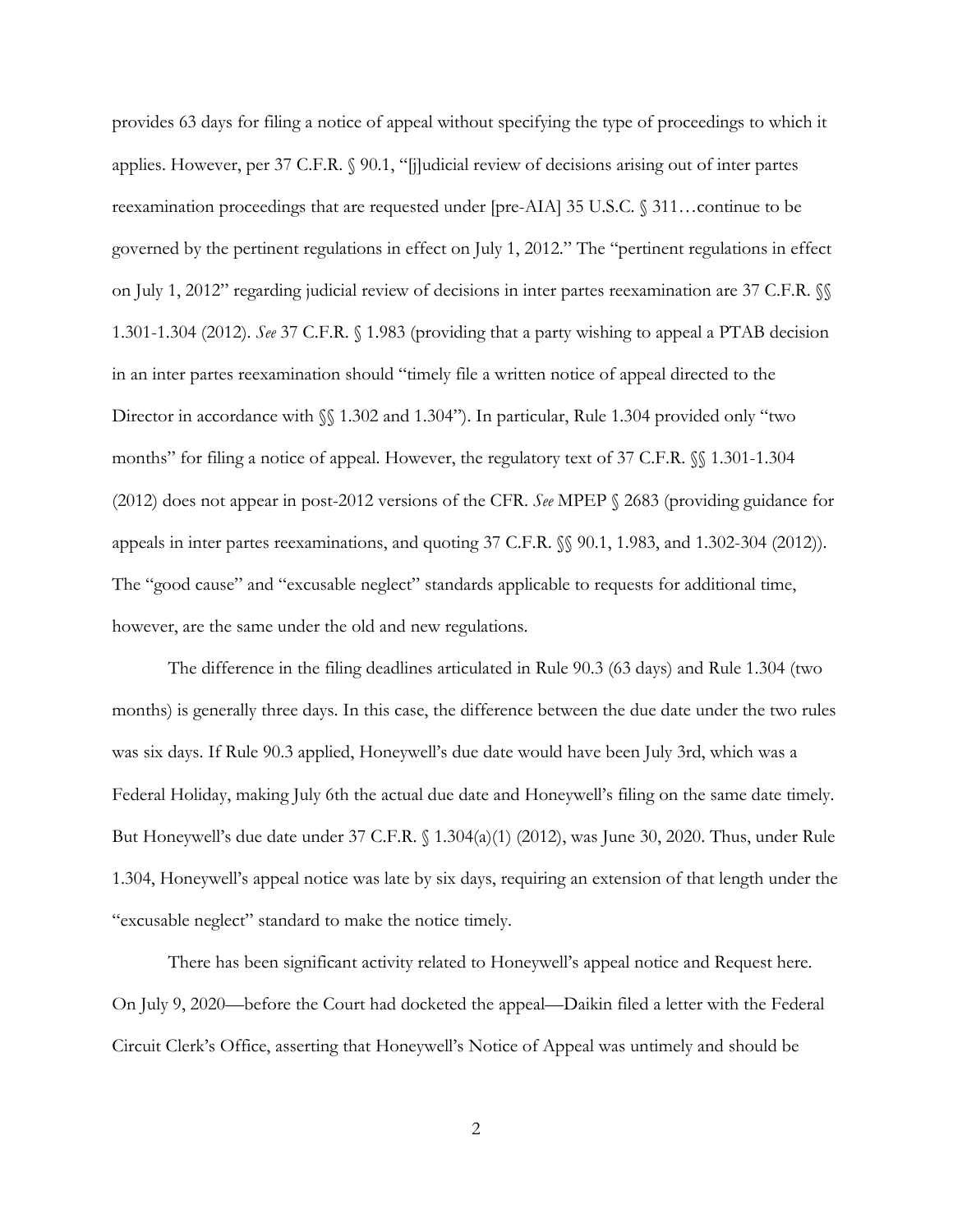provides 63 days for filing a notice of appeal without specifying the type of proceedings to which it applies. However, per 37 C.F.R. § 90.1, "[j]udicial review of decisions arising out of inter partes reexamination proceedings that are requested under [pre-AIA] 35 U.S.C. § 311…continue to be governed by the pertinent regulations in effect on July 1, 2012." The "pertinent regulations in effect on July 1, 2012" regarding judicial review of decisions in inter partes reexamination are 37 C.F.R. §§ 1.301-1.304 (2012). *See* 37 C.F.R. § 1.983 (providing that a party wishing to appeal a PTAB decision in an inter partes reexamination should "timely file a written notice of appeal directed to the Director in accordance with §§ 1.302 and 1.304"). In particular, Rule 1.304 provided only "two months" for filing a notice of appeal. However, the regulatory text of 37 C.F.R. §§ 1.301-1.304 (2012) does not appear in post-2012 versions of the CFR. *See* MPEP § 2683 (providing guidance for appeals in inter partes reexaminations, and quoting 37 C.F.R. §§ 90.1, 1.983, and 1.302-304 (2012)). The "good cause" and "excusable neglect" standards applicable to requests for additional time, however, are the same under the old and new regulations.

The difference in the filing deadlines articulated in Rule 90.3 (63 days) and Rule 1.304 (two months) is generally three days. In this case, the difference between the due date under the two rules was six days. If Rule 90.3 applied, Honeywell's due date would have been July 3rd, which was a Federal Holiday, making July 6th the actual due date and Honeywell's filing on the same date timely. But Honeywell's due date under 37 C.F.R. § 1.304(a)(1) (2012), was June 30, 2020. Thus, under Rule 1.304, Honeywell's appeal notice was late by six days, requiring an extension of that length under the "excusable neglect" standard to make the notice timely.

There has been significant activity related to Honeywell's appeal notice and Request here. On July 9, 2020—before the Court had docketed the appeal—Daikin filed a letter with the Federal Circuit Clerk's Office, asserting that Honeywell's Notice of Appeal was untimely and should be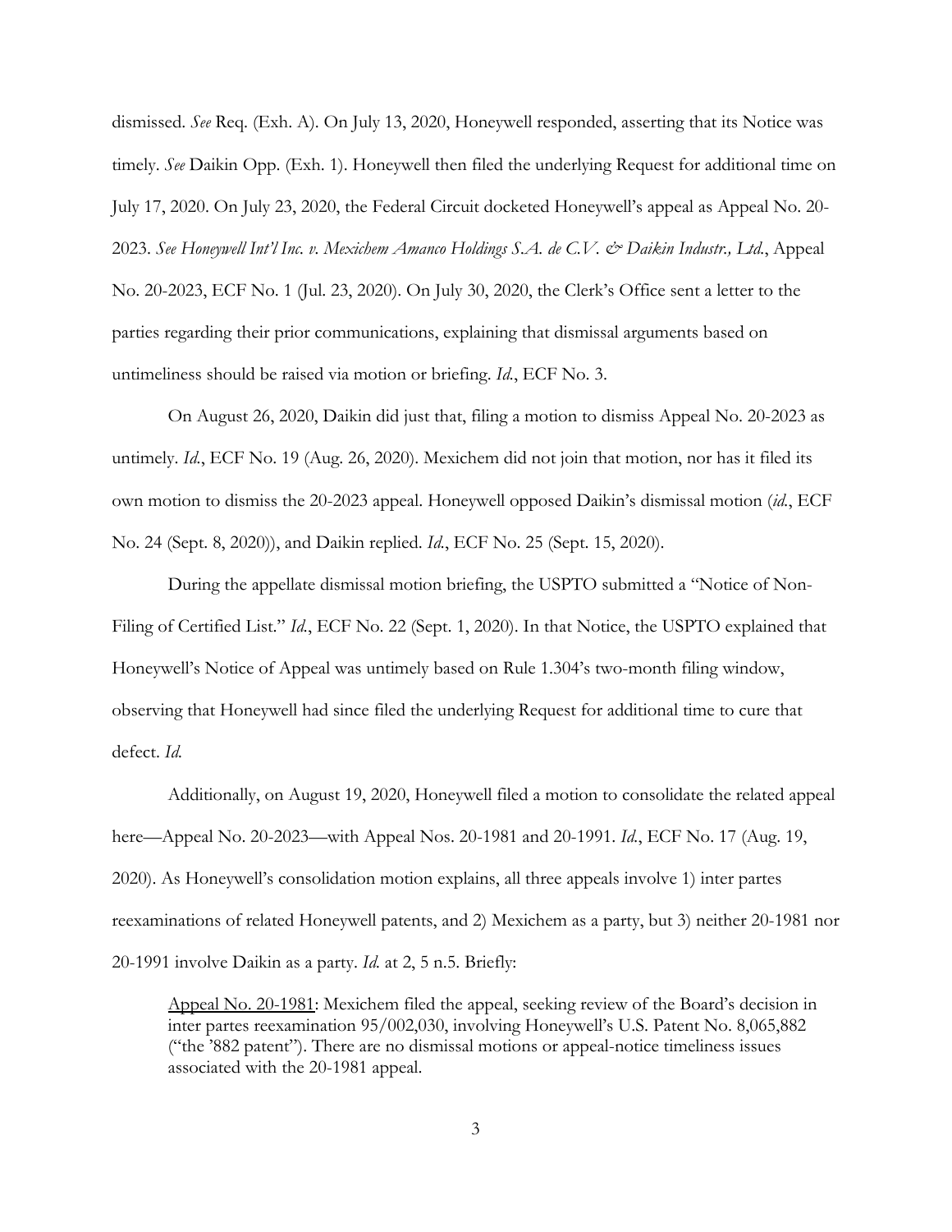dismissed. *See* Req. (Exh. A). On July 13, 2020, Honeywell responded, asserting that its Notice was timely. *See* Daikin Opp. (Exh. 1). Honeywell then filed the underlying Request for additional time on July 17, 2020. On July 23, 2020, the Federal Circuit docketed Honeywell's appeal as Appeal No. 20-2023. *See Honeywell Int'l Inc. v. Mexichem Amanco Holdings S.A. de C.V. & Daikin Industr., Ltd.*, Appeal No. 20-2023, ECF No. 1 (Jul. 23, 2020). On July 30, 2020, the Clerk's Office sent a letter to the parties regarding their prior communications, explaining that dismissal arguments based on untimeliness should be raised via motion or briefing. *Id.*, ECF No. 3.

On August 26, 2020, Daikin did just that, filing a motion to dismiss Appeal No. 20-2023 as untimely. *Id.*, ECF No. 19 (Aug. 26, 2020). Mexichem did not join that motion, nor has it filed its own motion to dismiss the 20-2023 appeal. Honeywell opposed Daikin's dismissal motion (*id.*, ECF No. 24 (Sept. 8, 2020)), and Daikin replied. *Id.*, ECF No. 25 (Sept. 15, 2020).

During the appellate dismissal motion briefing, the USPTO submitted a "Notice of Non-Filing of Certified List." *Id.*, ECF No. 22 (Sept. 1, 2020). In that Notice, the USPTO explained that Honeywell's Notice of Appeal was untimely based on Rule 1.304's two-month filing window, observing that Honeywell had since filed the underlying Request for additional time to cure that defect. *Id.*

Additionally, on August 19, 2020, Honeywell filed a motion to consolidate the related appeal here—Appeal No. 20-2023—with Appeal Nos. 20-1981 and 20-1991. *Id.*, ECF No. 17 (Aug. 19, 2020). As Honeywell's consolidation motion explains, all three appeals involve 1) inter partes reexaminations of related Honeywell patents, and 2) Mexichem as a party, but 3) neither 20-1981 nor 20-1991 involve Daikin as a party. *Id.* at 2, 5 n.5. Briefly:

> <u>Appeal No. 20-1981</u>: Mexichem filed the appeal, seeking review of the Board's decision in inter partes reexamination 95/002,030, involving Honeywell's U.S. Patent No. 8,065,882 ("the '882 patent"). There are no dismissal motions or appeal-notice timeliness issues associated with the 20-1981 appeal.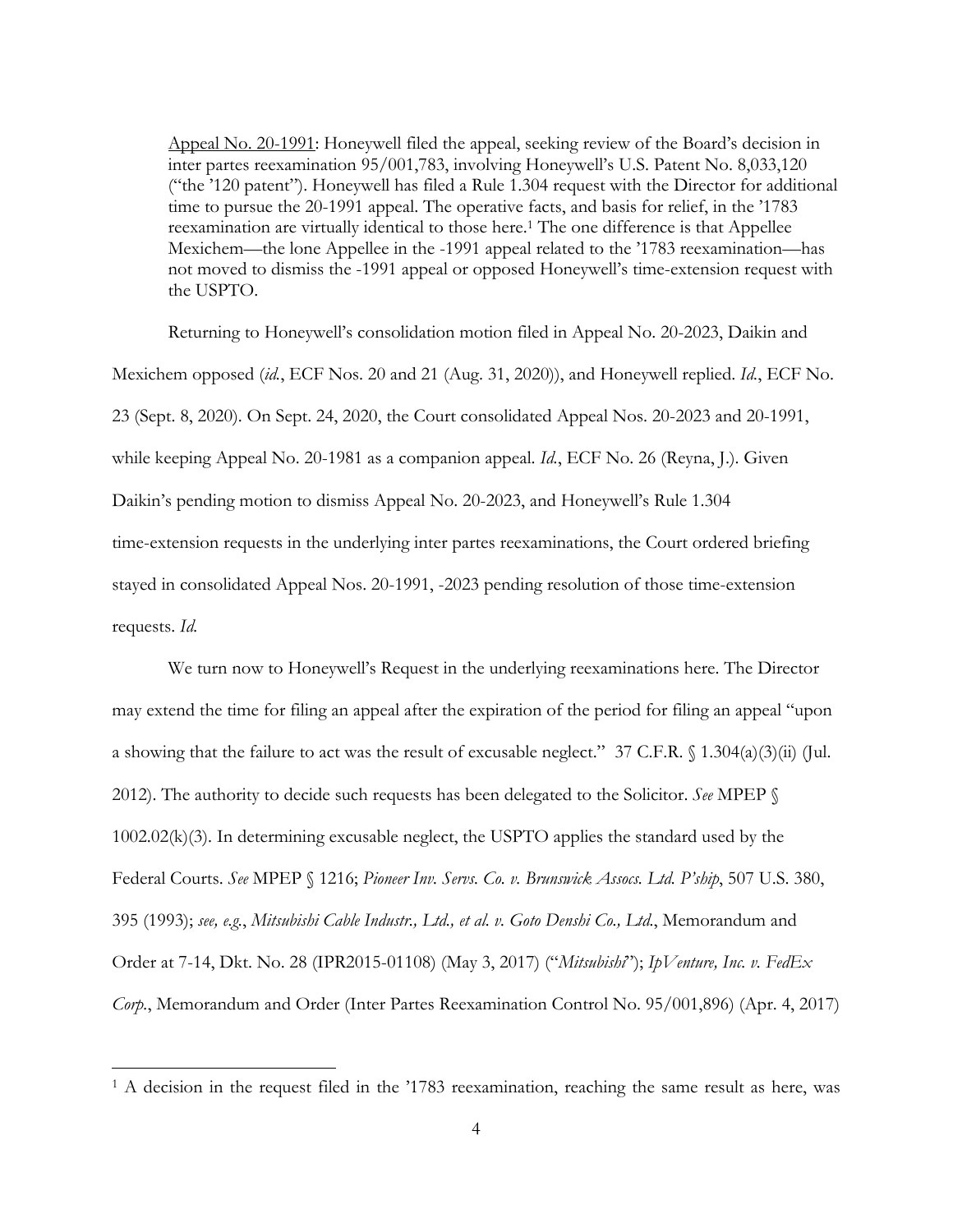Appeal No. 20-1991: Honeywell filed the appeal, seeking review of the Board's decision in inter partes reexamination 95/001,783, involving Honeywell's U.S. Patent No. 8,033,120 ("the '120 patent"). Honeywell has filed a Rule 1.304 request with the Director for additional time to pursue the 20-1991 appeal. The operative facts, and basis for relief, in the '1783 reexamination are virtually identical to those here.[1] The one difference is that Appellee Mexichem—the lone Appellee in the -1991 appeal related to the '1783 reexamination—has not moved to dismiss the -1991 appeal or opposed Honeywell's time-extension request with the USPTO.

Returning to Honeywell's consolidation motion filed in Appeal No. 20-2023, Daikin and Mexichem opposed (*id.*, ECF Nos. 20 and 21 (Aug. 31, 2020)), and Honeywell replied. *Id.*, ECF No. 23 (Sept. 8, 2020). On Sept. 24, 2020, the Court consolidated Appeal Nos. 20-2023 and 20-1991, while keeping Appeal No. 20-1981 as a companion appeal. *Id.*, ECF No. 26 (Reyna, J.). Given Daikin's pending motion to dismiss Appeal No. 20-2023, and Honeywell's Rule 1.304 time-extension requests in the underlying inter partes reexaminations, the Court ordered briefing stayed in consolidated Appeal Nos. 20-1991, -2023 pending resolution of those time-extension requests. *Id.*

We turn now to Honeywell's Request in the underlying reexaminations here. The Director may extend the time for filing an appeal after the expiration of the period for filing an appeal "upon a showing that the failure to act was the result of excusable neglect." 37 C.F.R. § 1.304(a)(3)(ii) (Jul. 2012). The authority to decide such requests has been delegated to the Solicitor. *See* MPEP § 1002.02(k)(3). In determining excusable neglect, the USPTO applies the standard used by the Federal Courts. *See* MPEP § 1216; *Pioneer Inv. Servs. Co. v. Brunswick Assocs. Ltd. P'ship*, 507 U.S. 380, 395 (1993); *see, e.g.*, *Mitsubishi Cable Industr., Ltd., et al. v. Goto Denshi Co., Ltd.*, Memorandum and Order at 7-14, Dkt. No. 28 (IPR2015-01108) (May 3, 2017) ("*Mitsubishi*"); *IpVenture, Inc. v. FedEx Corp.*, Memorandum and Order (Inter Partes Reexamination Control No. 95/001,896) (Apr. 4, 2017)

[1] A decision in the request filed in the '1783 reexamination, reaching the same result as here, was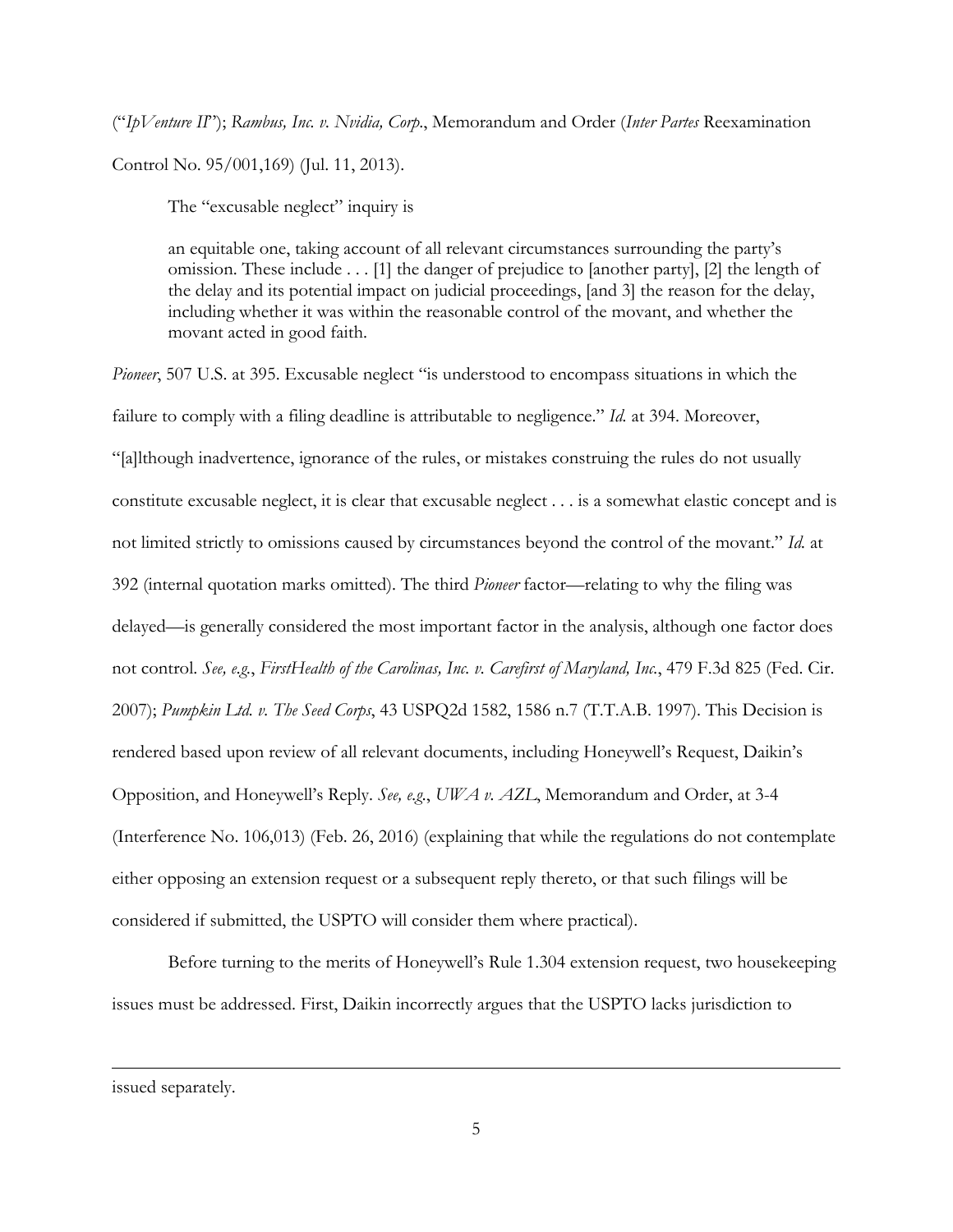("*IpVenture II*"); *Rambus, Inc. v. Nvidia, Corp.*, Memorandum and Order (*Inter Partes* Reexamination Control No. 95/001,169) (Jul. 11, 2013).

The "excusable neglect" inquiry is

> an equitable one, taking account of all relevant circumstances surrounding the party's omission. These include . . . [1] the danger of prejudice to [another party], [2] the length of the delay and its potential impact on judicial proceedings, [and 3] the reason for the delay, including whether it was within the reasonable control of the movant, and whether the movant acted in good faith.

*Pioneer*, 507 U.S. at 395. Excusable neglect "is understood to encompass situations in which the failure to comply with a filing deadline is attributable to negligence." *Id.* at 394. Moreover, "[a]lthough inadvertence, ignorance of the rules, or mistakes construing the rules do not usually constitute excusable neglect, it is clear that excusable neglect . . . is a somewhat elastic concept and is not limited strictly to omissions caused by circumstances beyond the control of the movant." *Id.* at 392 (internal quotation marks omitted). The third *Pioneer* factor—relating to why the filing was delayed—is generally considered the most important factor in the analysis, although one factor does not control. *See, e.g.*, *FirstHealth of the Carolinas, Inc. v. Carefirst of Maryland, Inc.*, 479 F.3d 825 (Fed. Cir. 2007); *Pumpkin Ltd. v. The Seed Corps*, 43 USPQ2d 1582, 1586 n.7 (T.T.A.B. 1997). This Decision is rendered based upon review of all relevant documents, including Honeywell's Request, Daikin's Opposition, and Honeywell's Reply. *See, e.g.*, *UWA v. AZL*, Memorandum and Order, at 3-4 (Interference No. 106,013) (Feb. 26, 2016) (explaining that while the regulations do not contemplate either opposing an extension request or a subsequent reply thereto, or that such filings will be considered if submitted, the USPTO will consider them where practical).

Before turning to the merits of Honeywell's Rule 1.304 extension request, two housekeeping issues must be addressed. First, Daikin incorrectly argues that the USPTO lacks jurisdiction to

---

issued separately.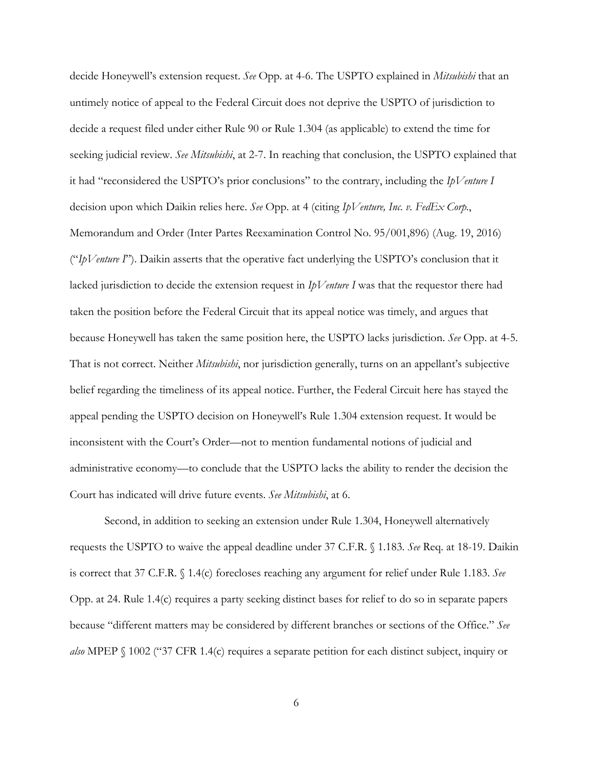decide Honeywell's extension request. *See* Opp. at 4-6. The USPTO explained in *Mitsubishi* that an untimely notice of appeal to the Federal Circuit does not deprive the USPTO of jurisdiction to decide a request filed under either Rule 90 or Rule 1.304 (as applicable) to extend the time for seeking judicial review. *See Mitsubishi*, at 2-7. In reaching that conclusion, the USPTO explained that it had "reconsidered the USPTO's prior conclusions" to the contrary, including the *IpVenture I* decision upon which Daikin relies here. *See* Opp. at 4 (citing *IpVenture, Inc. v. FedEx Corp.*, Memorandum and Order (Inter Partes Reexamination Control No. 95/001,896) (Aug. 19, 2016) ("*IpVenture I*"). Daikin asserts that the operative fact underlying the USPTO's conclusion that it lacked jurisdiction to decide the extension request in *IpVenture I* was that the requestor there had taken the position before the Federal Circuit that its appeal notice was timely, and argues that because Honeywell has taken the same position here, the USPTO lacks jurisdiction. *See* Opp. at 4-5. That is not correct. Neither *Mitsubishi*, nor jurisdiction generally, turns on an appellant's subjective belief regarding the timeliness of its appeal notice. Further, the Federal Circuit here has stayed the appeal pending the USPTO decision on Honeywell's Rule 1.304 extension request. It would be inconsistent with the Court's Order—not to mention fundamental notions of judicial and administrative economy—to conclude that the USPTO lacks the ability to render the decision the Court has indicated will drive future events. *See Mitsubishi*, at 6.

Second, in addition to seeking an extension under Rule 1.304, Honeywell alternatively requests the USPTO to waive the appeal deadline under 37 C.F.R. § 1.183. *See* Req. at 18-19. Daikin is correct that 37 C.F.R. § 1.4(c) forecloses reaching any argument for relief under Rule 1.183. *See* Opp. at 24. Rule 1.4(c) requires a party seeking distinct bases for relief to do so in separate papers because "different matters may be considered by different branches or sections of the Office." *See also* MPEP § 1002 ("37 CFR 1.4(c) requires a separate petition for each distinct subject, inquiry or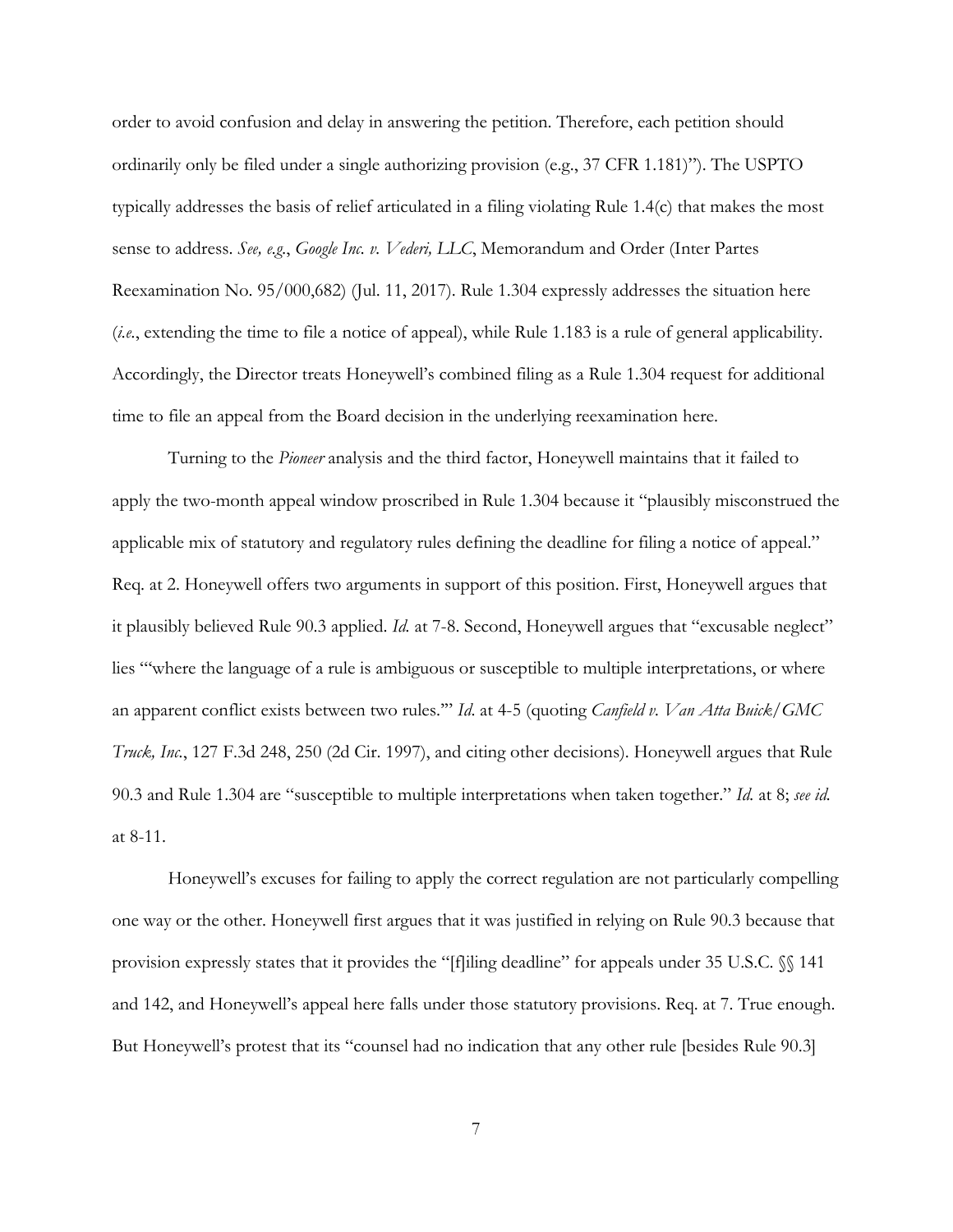order to avoid confusion and delay in answering the petition. Therefore, each petition should ordinarily only be filed under a single authorizing provision (e.g., 37 CFR 1.181)"). The USPTO typically addresses the basis of relief articulated in a filing violating Rule 1.4(c) that makes the most sense to address. *See, e.g.*, *Google Inc. v. Vederi, LLC*, Memorandum and Order (Inter Partes Reexamination No. 95/000,682) (Jul. 11, 2017). Rule 1.304 expressly addresses the situation here (*i.e.*, extending the time to file a notice of appeal), while Rule 1.183 is a rule of general applicability. Accordingly, the Director treats Honeywell's combined filing as a Rule 1.304 request for additional time to file an appeal from the Board decision in the underlying reexamination here.

Turning to the *Pioneer* analysis and the third factor, Honeywell maintains that it failed to apply the two-month appeal window proscribed in Rule 1.304 because it "plausibly misconstrued the applicable mix of statutory and regulatory rules defining the deadline for filing a notice of appeal." Req. at 2. Honeywell offers two arguments in support of this position. First, Honeywell argues that it plausibly believed Rule 90.3 applied. *Id.* at 7-8. Second, Honeywell argues that "excusable neglect" lies "'where the language of a rule is ambiguous or susceptible to multiple interpretations, or where an apparent conflict exists between two rules.'" *Id.* at 4-5 (quoting *Canfield v. Van Atta Buick/GMC Truck, Inc.*, 127 F.3d 248, 250 (2d Cir. 1997), and citing other decisions). Honeywell argues that Rule 90.3 and Rule 1.304 are "susceptible to multiple interpretations when taken together." *Id.* at 8; *see id.* at 8-11.

Honeywell's excuses for failing to apply the correct regulation are not particularly compelling one way or the other. Honeywell first argues that it was justified in relying on Rule 90.3 because that provision expressly states that it provides the "[f]iling deadline" for appeals under 35 U.S.C. §§ 141 and 142, and Honeywell's appeal here falls under those statutory provisions. Req. at 7. True enough. But Honeywell's protest that its "counsel had no indication that any other rule [besides Rule 90.3]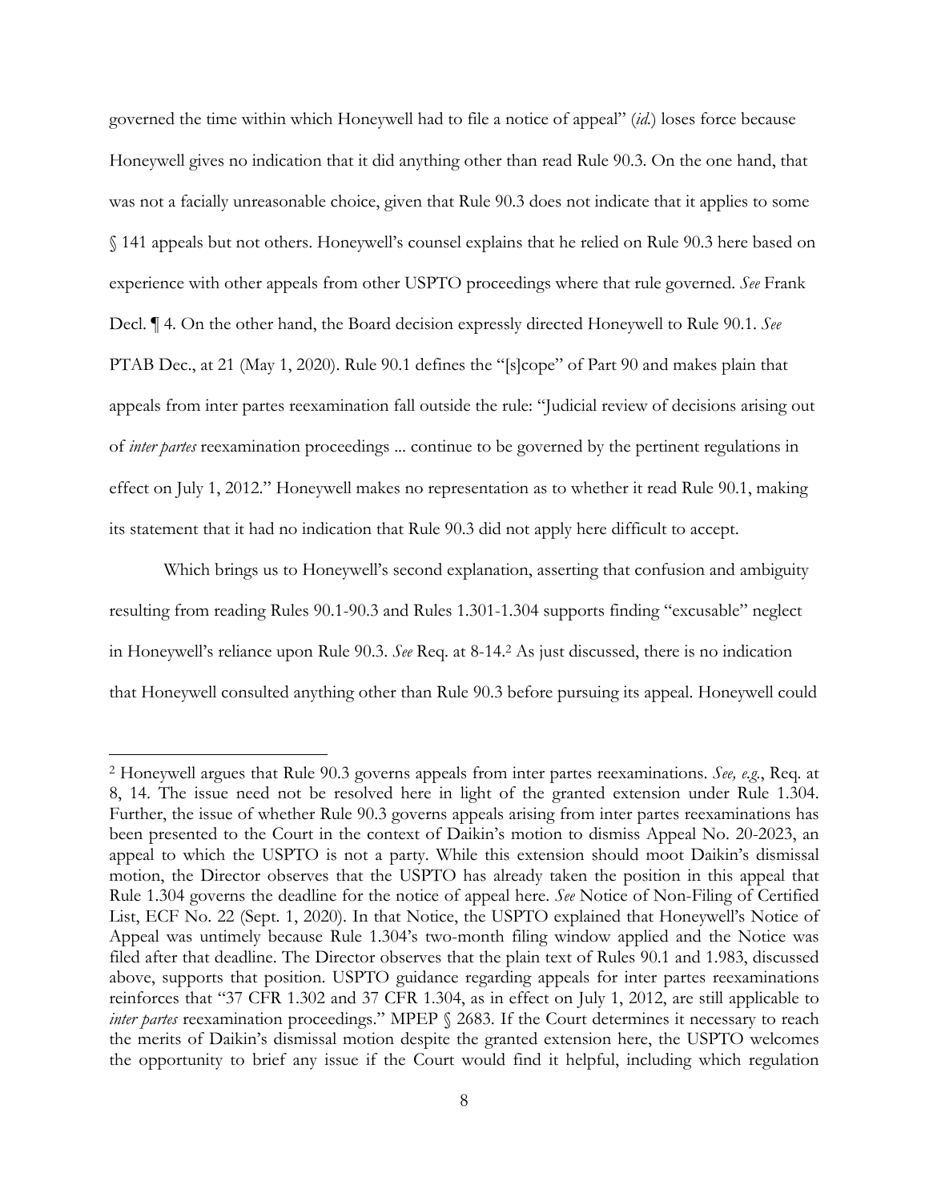governed the time within which Honeywell had to file a notice of appeal" (*id.*) loses force because Honeywell gives no indication that it did anything other than read Rule 90.3. On the one hand, that was not a facially unreasonable choice, given that Rule 90.3 does not indicate that it applies to some § 141 appeals but not others. Honeywell's counsel explains that he relied on Rule 90.3 here based on experience with other appeals from other USPTO proceedings where that rule governed. *See* Frank Decl. ¶ 4. On the other hand, the Board decision expressly directed Honeywell to Rule 90.1. *See* PTAB Dec., at 21 (May 1, 2020). Rule 90.1 defines the "[s]cope" of Part 90 and makes plain that appeals from inter partes reexamination fall outside the rule: "Judicial review of decisions arising out of *inter partes* reexamination proceedings ... continue to be governed by the pertinent regulations in effect on July 1, 2012." Honeywell makes no representation as to whether it read Rule 90.1, making its statement that it had no indication that Rule 90.3 did not apply here difficult to accept.

Which brings us to Honeywell's second explanation, asserting that confusion and ambiguity resulting from reading Rules 90.1-90.3 and Rules 1.301-1.304 supports finding "excusable" neglect in Honeywell's reliance upon Rule 90.3. *See* Req. at 8-14.[2] As just discussed, there is no indication that Honeywell consulted anything other than Rule 90.3 before pursuing its appeal. Honeywell could

---

[2] Honeywell argues that Rule 90.3 governs appeals from inter partes reexaminations. *See, e.g.*, Req. at 8, 14. The issue need not be resolved here in light of the granted extension under Rule 1.304. Further, the issue of whether Rule 90.3 governs appeals arising from inter partes reexaminations has been presented to the Court in the context of Daikin's motion to dismiss Appeal No. 20-2023, an appeal to which the USPTO is not a party. While this extension should moot Daikin's dismissal motion, the Director observes that the USPTO has already taken the position in this appeal that Rule 1.304 governs the deadline for the notice of appeal here. *See* Notice of Non-Filing of Certified List, ECF No. 22 (Sept. 1, 2020). In that Notice, the USPTO explained that Honeywell's Notice of Appeal was untimely because Rule 1.304's two-month filing window applied and the Notice was filed after that deadline. The Director observes that the plain text of Rules 90.1 and 1.983, discussed above, supports that position. USPTO guidance regarding appeals for inter partes reexaminations reinforces that "37 CFR 1.302 and 37 CFR 1.304, as in effect on July 1, 2012, are still applicable to *inter partes* reexamination proceedings." MPEP § 2683. If the Court determines it necessary to reach the merits of Daikin's dismissal motion despite the granted extension here, the USPTO welcomes the opportunity to brief any issue if the Court would find it helpful, including which regulation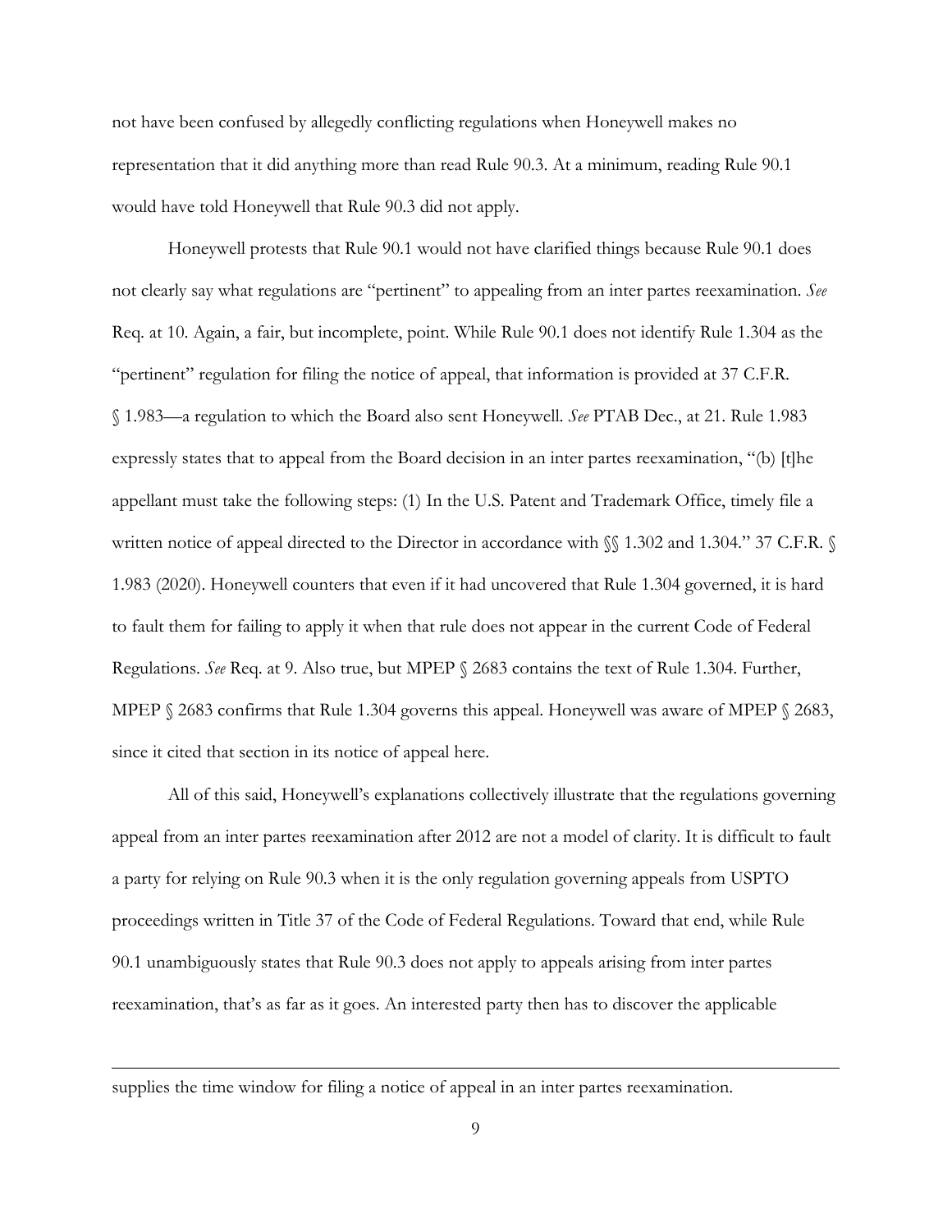not have been confused by allegedly conflicting regulations when Honeywell makes no representation that it did anything more than read Rule 90.3. At a minimum, reading Rule 90.1 would have told Honeywell that Rule 90.3 did not apply.

Honeywell protests that Rule 90.1 would not have clarified things because Rule 90.1 does not clearly say what regulations are "pertinent" to appealing from an inter partes reexamination. *See* Req. at 10. Again, a fair, but incomplete, point. While Rule 90.1 does not identify Rule 1.304 as the "pertinent" regulation for filing the notice of appeal, that information is provided at 37 C.F.R. § 1.983—a regulation to which the Board also sent Honeywell. *See* PTAB Dec., at 21. Rule 1.983 expressly states that to appeal from the Board decision in an inter partes reexamination, "(b) [t]he appellant must take the following steps: (1) In the U.S. Patent and Trademark Office, timely file a written notice of appeal directed to the Director in accordance with §§ 1.302 and 1.304." 37 C.F.R. § 1.983 (2020). Honeywell counters that even if it had uncovered that Rule 1.304 governed, it is hard to fault them for failing to apply it when that rule does not appear in the current Code of Federal Regulations. *See* Req. at 9. Also true, but MPEP § 2683 contains the text of Rule 1.304. Further, MPEP § 2683 confirms that Rule 1.304 governs this appeal. Honeywell was aware of MPEP § 2683, since it cited that section in its notice of appeal here.

All of this said, Honeywell's explanations collectively illustrate that the regulations governing appeal from an inter partes reexamination after 2012 are not a model of clarity. It is difficult to fault a party for relying on Rule 90.3 when it is the only regulation governing appeals from USPTO proceedings written in Title 37 of the Code of Federal Regulations. Toward that end, while Rule 90.1 unambiguously states that Rule 90.3 does not apply to appeals arising from inter partes reexamination, that's as far as it goes. An interested party then has to discover the applicable

---

supplies the time window for filing a notice of appeal in an inter partes reexamination.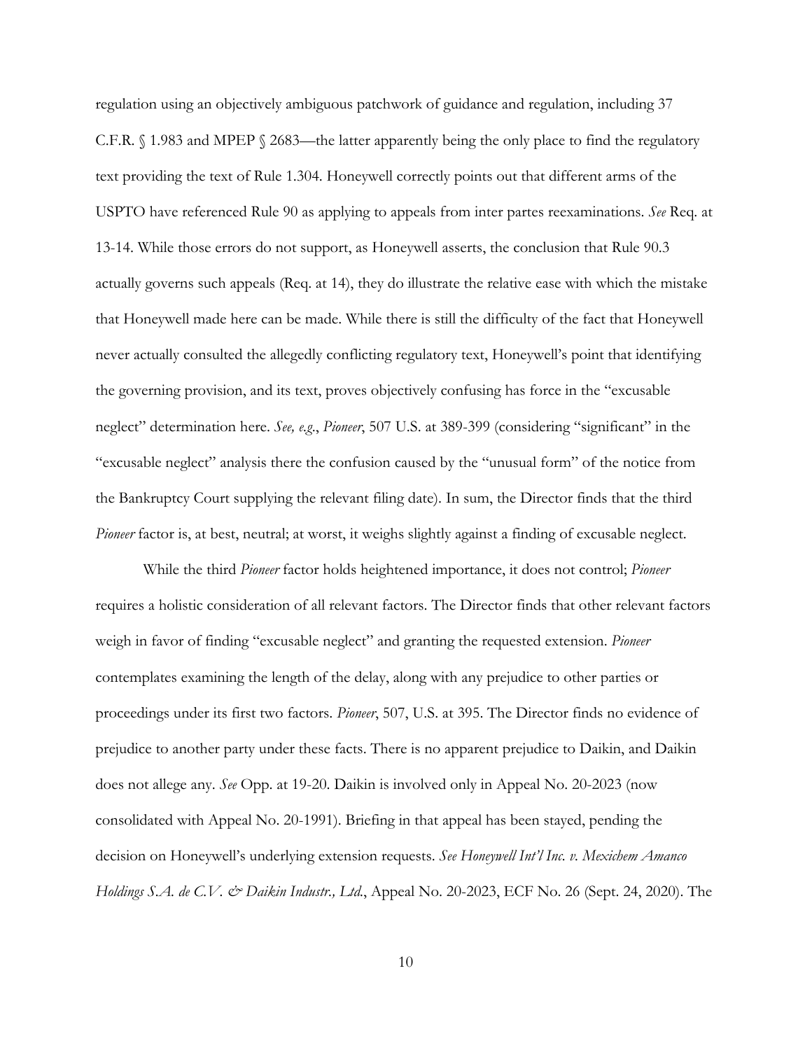regulation using an objectively ambiguous patchwork of guidance and regulation, including 37 C.F.R. § 1.983 and MPEP § 2683—the latter apparently being the only place to find the regulatory text providing the text of Rule 1.304. Honeywell correctly points out that different arms of the USPTO have referenced Rule 90 as applying to appeals from inter partes reexaminations. *See* Req. at 13-14. While those errors do not support, as Honeywell asserts, the conclusion that Rule 90.3 actually governs such appeals (Req. at 14), they do illustrate the relative ease with which the mistake that Honeywell made here can be made. While there is still the difficulty of the fact that Honeywell never actually consulted the allegedly conflicting regulatory text, Honeywell's point that identifying the governing provision, and its text, proves objectively confusing has force in the "excusable neglect" determination here. *See, e.g.*, *Pioneer*, 507 U.S. at 389-399 (considering "significant" in the "excusable neglect" analysis there the confusion caused by the "unusual form" of the notice from the Bankruptcy Court supplying the relevant filing date). In sum, the Director finds that the third *Pioneer* factor is, at best, neutral; at worst, it weighs slightly against a finding of excusable neglect.

While the third *Pioneer* factor holds heightened importance, it does not control; *Pioneer* requires a holistic consideration of all relevant factors. The Director finds that other relevant factors weigh in favor of finding "excusable neglect" and granting the requested extension. *Pioneer* contemplates examining the length of the delay, along with any prejudice to other parties or proceedings under its first two factors. *Pioneer*, 507, U.S. at 395. The Director finds no evidence of prejudice to another party under these facts. There is no apparent prejudice to Daikin, and Daikin does not allege any. *See* Opp. at 19-20. Daikin is involved only in Appeal No. 20-2023 (now consolidated with Appeal No. 20-1991). Briefing in that appeal has been stayed, pending the decision on Honeywell's underlying extension requests. *See Honeywell Int'l Inc. v. Mexichem Amanco Holdings S.A. de C.V. & Daikin Industr., Ltd.*, Appeal No. 20-2023, ECF No. 26 (Sept. 24, 2020). The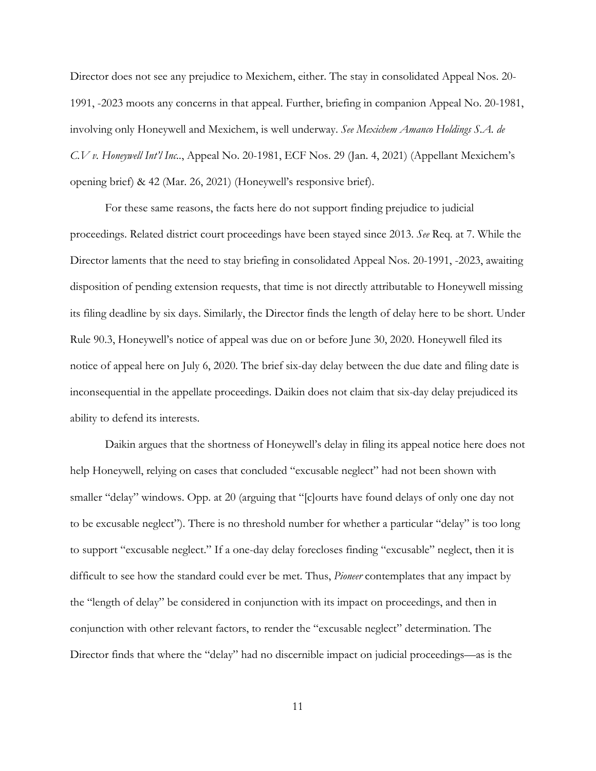Director does not see any prejudice to Mexichem, either. The stay in consolidated Appeal Nos. 20-1991, -2023 moots any concerns in that appeal. Further, briefing in companion Appeal No. 20-1981, involving only Honeywell and Mexichem, is well underway. *See Mexichem Amanco Holdings S.A. de C.V v. Honeywell Int'l Inc.*., Appeal No. 20-1981, ECF Nos. 29 (Jan. 4, 2021) (Appellant Mexichem's opening brief) & 42 (Mar. 26, 2021) (Honeywell's responsive brief).

For these same reasons, the facts here do not support finding prejudice to judicial proceedings. Related district court proceedings have been stayed since 2013. *See* Req. at 7. While the Director laments that the need to stay briefing in consolidated Appeal Nos. 20-1991, -2023, awaiting disposition of pending extension requests, that time is not directly attributable to Honeywell missing its filing deadline by six days. Similarly, the Director finds the length of delay here to be short. Under Rule 90.3, Honeywell's notice of appeal was due on or before June 30, 2020. Honeywell filed its notice of appeal here on July 6, 2020. The brief six-day delay between the due date and filing date is inconsequential in the appellate proceedings. Daikin does not claim that six-day delay prejudiced its ability to defend its interests.

Daikin argues that the shortness of Honeywell's delay in filing its appeal notice here does not help Honeywell, relying on cases that concluded "excusable neglect" had not been shown with smaller "delay" windows. Opp. at 20 (arguing that "[c]ourts have found delays of only one day not to be excusable neglect"). There is no threshold number for whether a particular "delay" is too long to support "excusable neglect." If a one-day delay forecloses finding "excusable" neglect, then it is difficult to see how the standard could ever be met. Thus, *Pioneer* contemplates that any impact by the "length of delay" be considered in conjunction with its impact on proceedings, and then in conjunction with other relevant factors, to render the "excusable neglect" determination. The Director finds that where the "delay" had no discernible impact on judicial proceedings—as is the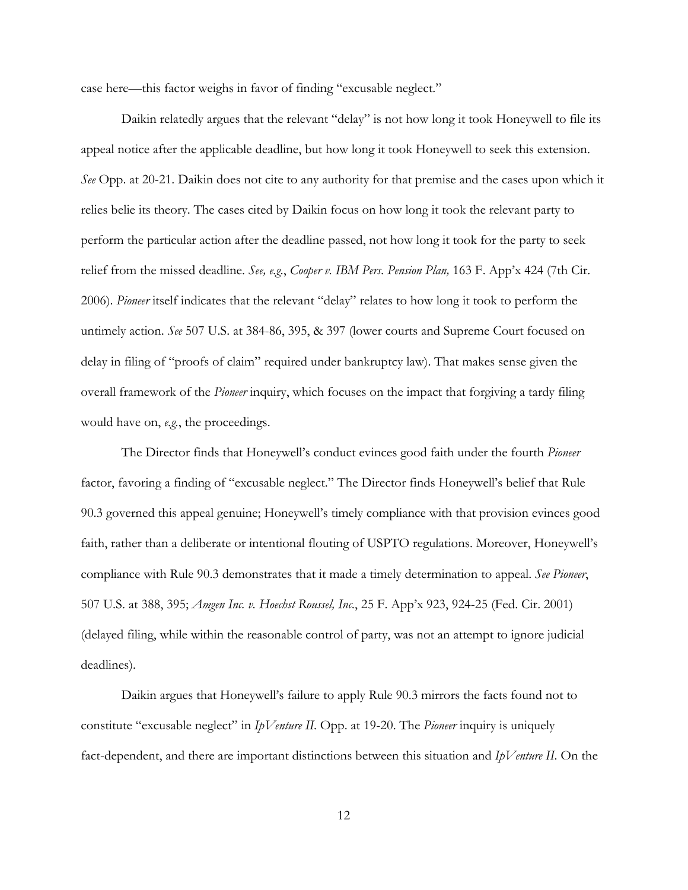case here—this factor weighs in favor of finding "excusable neglect."

Daikin relatedly argues that the relevant "delay" is not how long it took Honeywell to file its appeal notice after the applicable deadline, but how long it took Honeywell to seek this extension. *See* Opp. at 20-21. Daikin does not cite to any authority for that premise and the cases upon which it relies belie its theory. The cases cited by Daikin focus on how long it took the relevant party to perform the particular action after the deadline passed, not how long it took for the party to seek relief from the missed deadline. *See, e.g.*, *Cooper v. IBM Pers. Pension Plan,* 163 F. App'x 424 (7th Cir. 2006). *Pioneer* itself indicates that the relevant "delay" relates to how long it took to perform the untimely action. *See* 507 U.S. at 384-86, 395, & 397 (lower courts and Supreme Court focused on delay in filing of "proofs of claim" required under bankruptcy law). That makes sense given the overall framework of the *Pioneer* inquiry, which focuses on the impact that forgiving a tardy filing would have on, *e.g.*, the proceedings.

The Director finds that Honeywell's conduct evinces good faith under the fourth *Pioneer* factor, favoring a finding of "excusable neglect." The Director finds Honeywell's belief that Rule 90.3 governed this appeal genuine; Honeywell's timely compliance with that provision evinces good faith, rather than a deliberate or intentional flouting of USPTO regulations. Moreover, Honeywell's compliance with Rule 90.3 demonstrates that it made a timely determination to appeal. *See Pioneer*, 507 U.S. at 388, 395; *Amgen Inc. v. Hoechst Roussel, Inc.*, 25 F. App'x 923, 924-25 (Fed. Cir. 2001) (delayed filing, while within the reasonable control of party, was not an attempt to ignore judicial deadlines).

Daikin argues that Honeywell's failure to apply Rule 90.3 mirrors the facts found not to constitute "excusable neglect" in *IpVenture II*. Opp. at 19-20. The *Pioneer* inquiry is uniquely fact-dependent, and there are important distinctions between this situation and *IpVenture II*. On the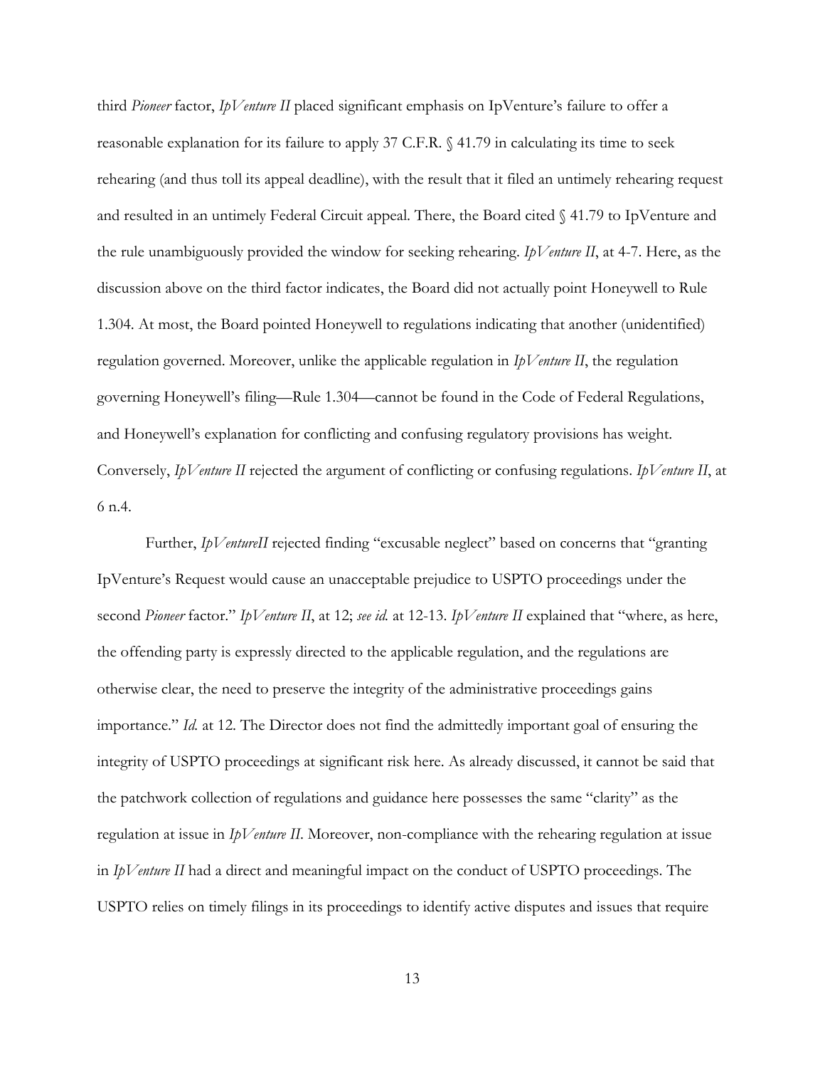third *Pioneer* factor, *IpVenture II* placed significant emphasis on IpVenture's failure to offer a reasonable explanation for its failure to apply 37 C.F.R. § 41.79 in calculating its time to seek rehearing (and thus toll its appeal deadline), with the result that it filed an untimely rehearing request and resulted in an untimely Federal Circuit appeal. There, the Board cited § 41.79 to IpVenture and the rule unambiguously provided the window for seeking rehearing. *IpVenture II*, at 4-7. Here, as the discussion above on the third factor indicates, the Board did not actually point Honeywell to Rule 1.304. At most, the Board pointed Honeywell to regulations indicating that another (unidentified) regulation governed. Moreover, unlike the applicable regulation in *IpVenture II*, the regulation governing Honeywell's filing—Rule 1.304—cannot be found in the Code of Federal Regulations, and Honeywell's explanation for conflicting and confusing regulatory provisions has weight. Conversely, *IpVenture II* rejected the argument of conflicting or confusing regulations. *IpVenture II*, at 6 n.4.

Further, *IpVentureII* rejected finding "excusable neglect" based on concerns that "granting IpVenture's Request would cause an unacceptable prejudice to USPTO proceedings under the second *Pioneer* factor." *IpVenture II*, at 12; *see id.* at 12-13. *IpVenture II* explained that "where, as here, the offending party is expressly directed to the applicable regulation, and the regulations are otherwise clear, the need to preserve the integrity of the administrative proceedings gains importance." *Id.* at 12. The Director does not find the admittedly important goal of ensuring the integrity of USPTO proceedings at significant risk here. As already discussed, it cannot be said that the patchwork collection of regulations and guidance here possesses the same "clarity" as the regulation at issue in *IpVenture II*. Moreover, non-compliance with the rehearing regulation at issue in *IpVenture II* had a direct and meaningful impact on the conduct of USPTO proceedings. The USPTO relies on timely filings in its proceedings to identify active disputes and issues that require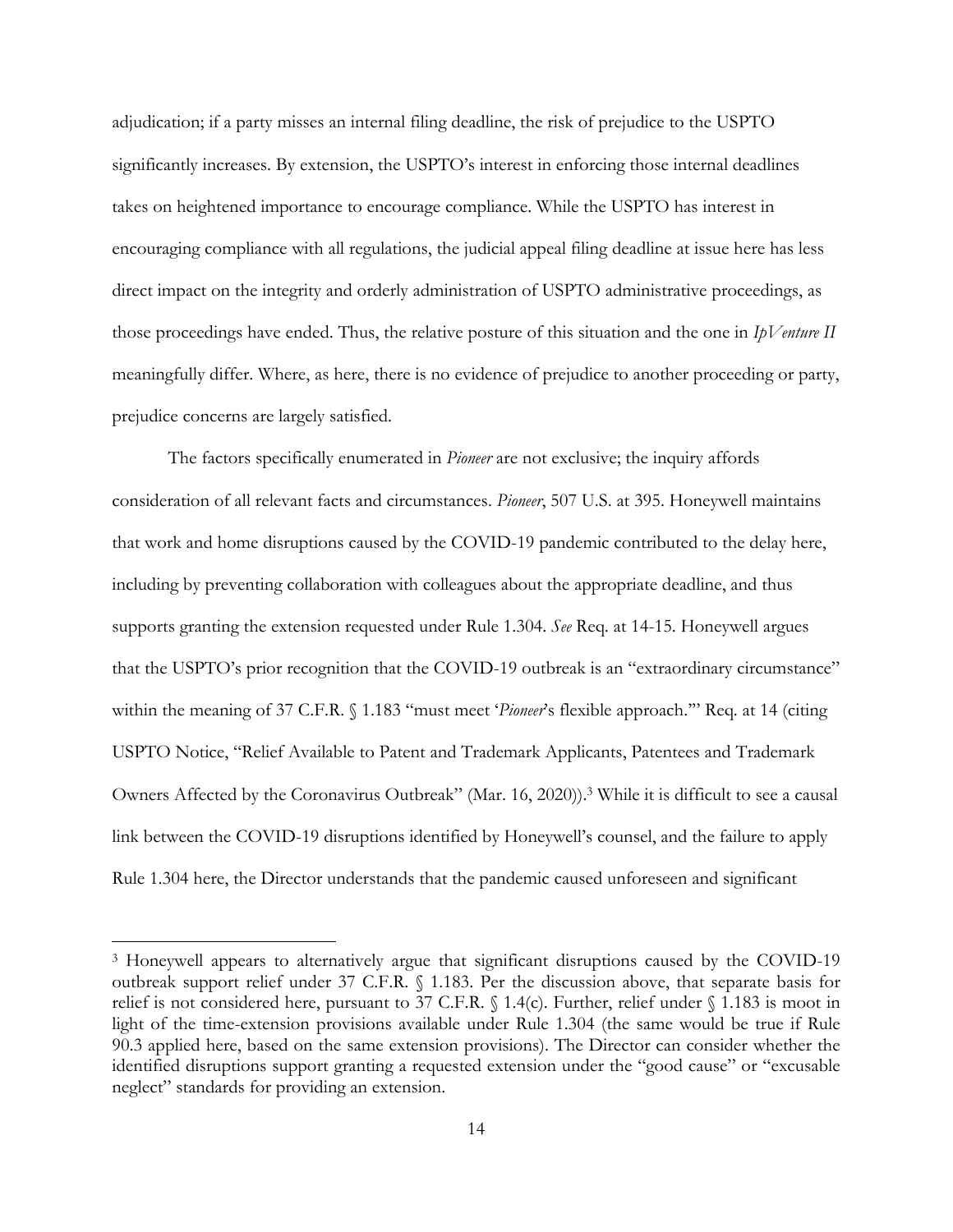adjudication; if a party misses an internal filing deadline, the risk of prejudice to the USPTO significantly increases. By extension, the USPTO's interest in enforcing those internal deadlines takes on heightened importance to encourage compliance. While the USPTO has interest in encouraging compliance with all regulations, the judicial appeal filing deadline at issue here has less direct impact on the integrity and orderly administration of USPTO administrative proceedings, as those proceedings have ended. Thus, the relative posture of this situation and the one in *IpVenture II* meaningfully differ. Where, as here, there is no evidence of prejudice to another proceeding or party, prejudice concerns are largely satisfied.

The factors specifically enumerated in *Pioneer* are not exclusive; the inquiry affords consideration of all relevant facts and circumstances. *Pioneer*, 507 U.S. at 395. Honeywell maintains that work and home disruptions caused by the COVID-19 pandemic contributed to the delay here, including by preventing collaboration with colleagues about the appropriate deadline, and thus supports granting the extension requested under Rule 1.304. *See* Req. at 14-15. Honeywell argues that the USPTO's prior recognition that the COVID-19 outbreak is an "extraordinary circumstance" within the meaning of 37 C.F.R. § 1.183 "must meet '*Pioneer*'s flexible approach.'" Req. at 14 (citing USPTO Notice, "Relief Available to Patent and Trademark Applicants, Patentees and Trademark Owners Affected by the Coronavirus Outbreak" (Mar. 16, 2020)).[3] While it is difficult to see a causal link between the COVID-19 disruptions identified by Honeywell's counsel, and the failure to apply Rule 1.304 here, the Director understands that the pandemic caused unforeseen and significant

[3] Honeywell appears to alternatively argue that significant disruptions caused by the COVID-19 outbreak support relief under 37 C.F.R. § 1.183. Per the discussion above, that separate basis for relief is not considered here, pursuant to 37 C.F.R. § 1.4(c). Further, relief under § 1.183 is moot in light of the time-extension provisions available under Rule 1.304 (the same would be true if Rule 90.3 applied here, based on the same extension provisions). The Director can consider whether the identified disruptions support granting a requested extension under the "good cause" or "excusable neglect" standards for providing an extension.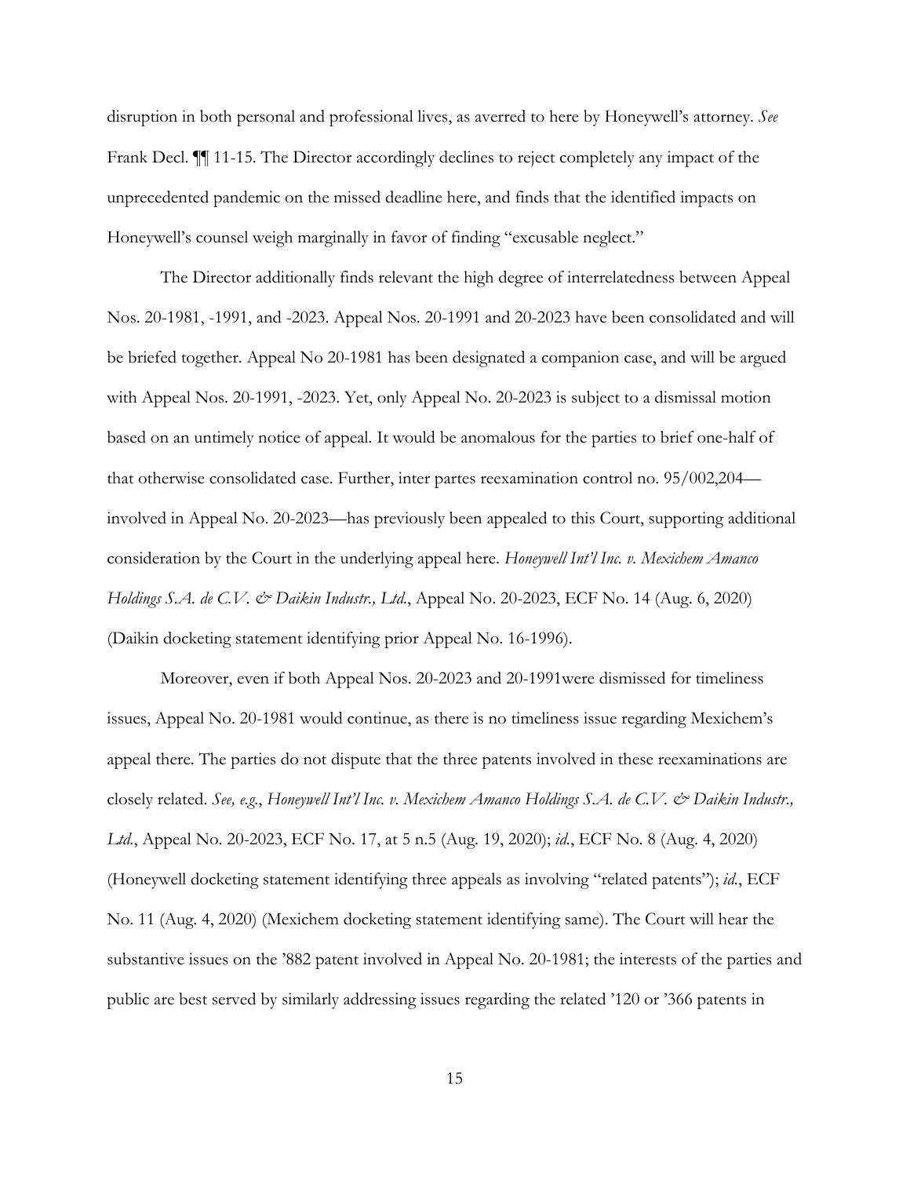disruption in both personal and professional lives, as averred to here by Honeywell's attorney. *See* Frank Decl. ¶¶ 11-15. The Director accordingly declines to reject completely any impact of the unprecedented pandemic on the missed deadline here, and finds that the identified impacts on Honeywell's counsel weigh marginally in favor of finding "excusable neglect."

The Director additionally finds relevant the high degree of interrelatedness between Appeal Nos. 20-1981, -1991, and -2023. Appeal Nos. 20-1991 and 20-2023 have been consolidated and will be briefed together. Appeal No 20-1981 has been designated a companion case, and will be argued with Appeal Nos. 20-1991, -2023. Yet, only Appeal No. 20-2023 is subject to a dismissal motion based on an untimely notice of appeal. It would be anomalous for the parties to brief one-half of that otherwise consolidated case. Further, inter partes reexamination control no. 95/002,204—involved in Appeal No. 20-2023—has previously been appealed to this Court, supporting additional consideration by the Court in the underlying appeal here. *Honeywell Int'l Inc. v. Mexichem Amanco Holdings S.A. de C.V. & Daikin Industr., Ltd.*, Appeal No. 20-2023, ECF No. 14 (Aug. 6, 2020) (Daikin docketing statement identifying prior Appeal No. 16-1996).

Moreover, even if both Appeal Nos. 20-2023 and 20-1991were dismissed for timeliness issues, Appeal No. 20-1981 would continue, as there is no timeliness issue regarding Mexichem's appeal there. The parties do not dispute that the three patents involved in these reexaminations are closely related. *See, e.g.*, *Honeywell Int'l Inc. v. Mexichem Amanco Holdings S.A. de C.V. & Daikin Industr., Ltd.*, Appeal No. 20-2023, ECF No. 17, at 5 n.5 (Aug. 19, 2020); *id.*, ECF No. 8 (Aug. 4, 2020) (Honeywell docketing statement identifying three appeals as involving "related patents"); *id.*, ECF No. 11 (Aug. 4, 2020) (Mexichem docketing statement identifying same). The Court will hear the substantive issues on the '882 patent involved in Appeal No. 20-1981; the interests of the parties and public are best served by similarly addressing issues regarding the related '120 or '366 patents in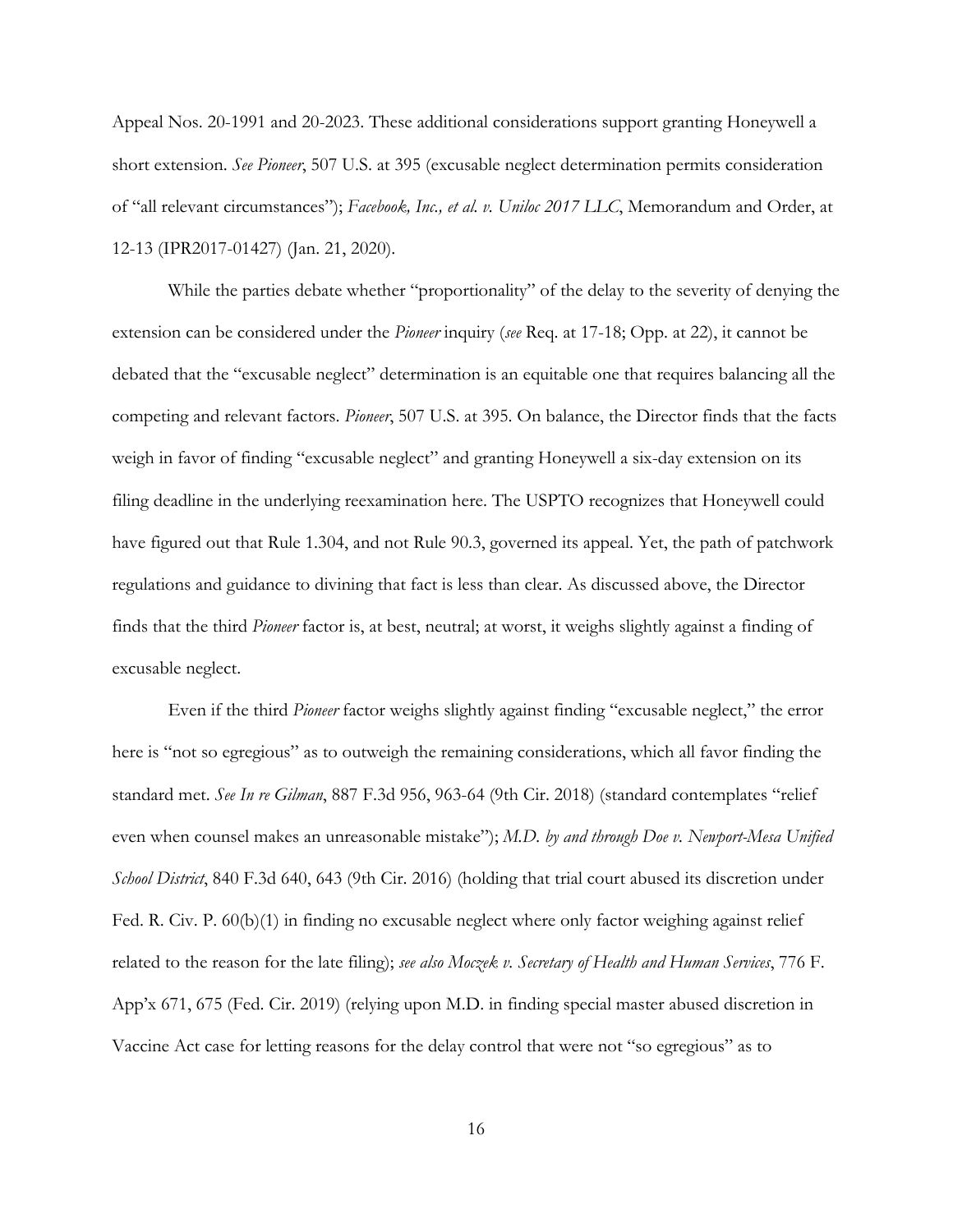Appeal Nos. 20-1991 and 20-2023. These additional considerations support granting Honeywell a short extension. *See Pioneer*, 507 U.S. at 395 (excusable neglect determination permits consideration of "all relevant circumstances"); *Facebook, Inc., et al. v. Uniloc 2017 LLC*, Memorandum and Order, at 12-13 (IPR2017-01427) (Jan. 21, 2020).

While the parties debate whether "proportionality" of the delay to the severity of denying the extension can be considered under the *Pioneer* inquiry (*see* Req. at 17-18; Opp. at 22), it cannot be debated that the "excusable neglect" determination is an equitable one that requires balancing all the competing and relevant factors. *Pioneer*, 507 U.S. at 395. On balance, the Director finds that the facts weigh in favor of finding "excusable neglect" and granting Honeywell a six-day extension on its filing deadline in the underlying reexamination here. The USPTO recognizes that Honeywell could have figured out that Rule 1.304, and not Rule 90.3, governed its appeal. Yet, the path of patchwork regulations and guidance to divining that fact is less than clear. As discussed above, the Director finds that the third *Pioneer* factor is, at best, neutral; at worst, it weighs slightly against a finding of excusable neglect.

Even if the third *Pioneer* factor weighs slightly against finding "excusable neglect," the error here is "not so egregious" as to outweigh the remaining considerations, which all favor finding the standard met. *See In re Gilman*, 887 F.3d 956, 963-64 (9th Cir. 2018) (standard contemplates "relief even when counsel makes an unreasonable mistake"); *M.D. by and through Doe v. Newport-Mesa Unified School District*, 840 F.3d 640, 643 (9th Cir. 2016) (holding that trial court abused its discretion under Fed. R. Civ. P. 60(b)(1) in finding no excusable neglect where only factor weighing against relief related to the reason for the late filing); *see also Moczek v. Secretary of Health and Human Services*, 776 F. App'x 671, 675 (Fed. Cir. 2019) (relying upon M.D. in finding special master abused discretion in Vaccine Act case for letting reasons for the delay control that were not "so egregious" as to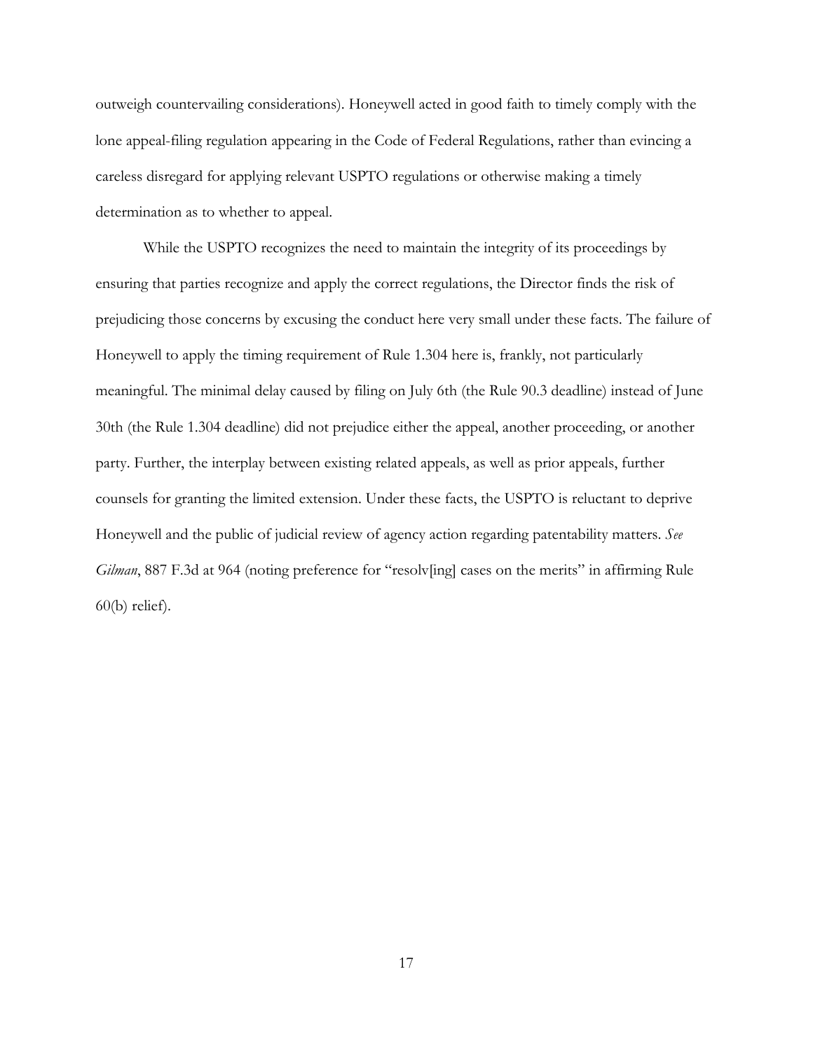outweigh countervailing considerations). Honeywell acted in good faith to timely comply with the lone appeal-filing regulation appearing in the Code of Federal Regulations, rather than evincing a careless disregard for applying relevant USPTO regulations or otherwise making a timely determination as to whether to appeal.

While the USPTO recognizes the need to maintain the integrity of its proceedings by ensuring that parties recognize and apply the correct regulations, the Director finds the risk of prejudicing those concerns by excusing the conduct here very small under these facts. The failure of Honeywell to apply the timing requirement of Rule 1.304 here is, frankly, not particularly meaningful. The minimal delay caused by filing on July 6th (the Rule 90.3 deadline) instead of June 30th (the Rule 1.304 deadline) did not prejudice either the appeal, another proceeding, or another party. Further, the interplay between existing related appeals, as well as prior appeals, further counsels for granting the limited extension. Under these facts, the USPTO is reluctant to deprive Honeywell and the public of judicial review of agency action regarding patentability matters. *See Gilman*, 887 F.3d at 964 (noting preference for "resolv[ing] cases on the merits" in affirming Rule 60(b) relief).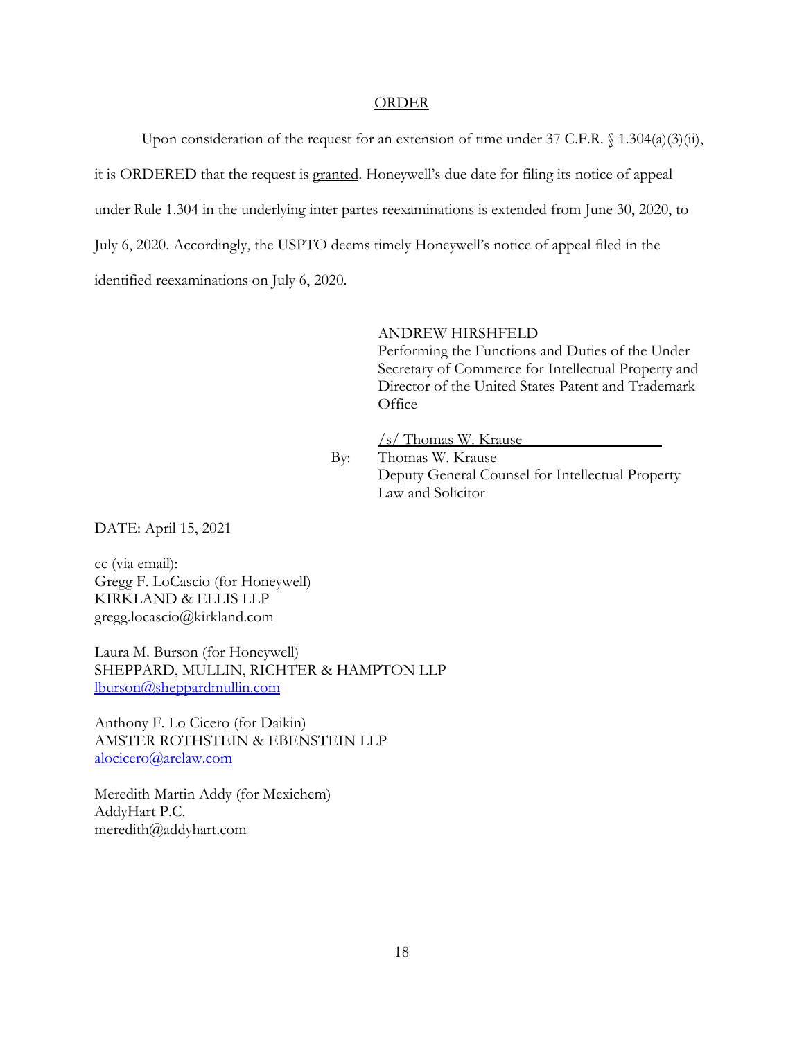## ORDER

Upon consideration of the request for an extension of time under 37 C.F.R. § 1.304(a)(3)(ii), it is ORDERED that the request is granted. Honeywell's due date for filing its notice of appeal under Rule 1.304 in the underlying inter partes reexaminations is extended from June 30, 2020, to July 6, 2020. Accordingly, the USPTO deems timely Honeywell's notice of appeal filed in the identified reexaminations on July 6, 2020.

ANDREW HIRSHFELD
Performing the Functions and Duties of the Under Secretary of Commerce for Intellectual Property and Director of the United States Patent and Trademark Office

/s/ Thomas W. Krause

By: Thomas W. Krause
Deputy General Counsel for Intellectual Property Law and Solicitor

DATE: April 15, 2021

cc (via email):
Gregg F. LoCascio (for Honeywell)
KIRKLAND & ELLIS LLP
gregg.locascio@kirkland.com

Laura M. Burson (for Honeywell)
SHEPPARD, MULLIN, RICHTER & HAMPTON LLP
lburson@sheppardmullin.com

Anthony F. Lo Cicero (for Daikin)
AMSTER ROTHSTEIN & EBENSTEIN LLP
alocicero@arelaw.com

Meredith Martin Addy (for Mexichem)
AddyHart P.C.
meredith@addyhart.com